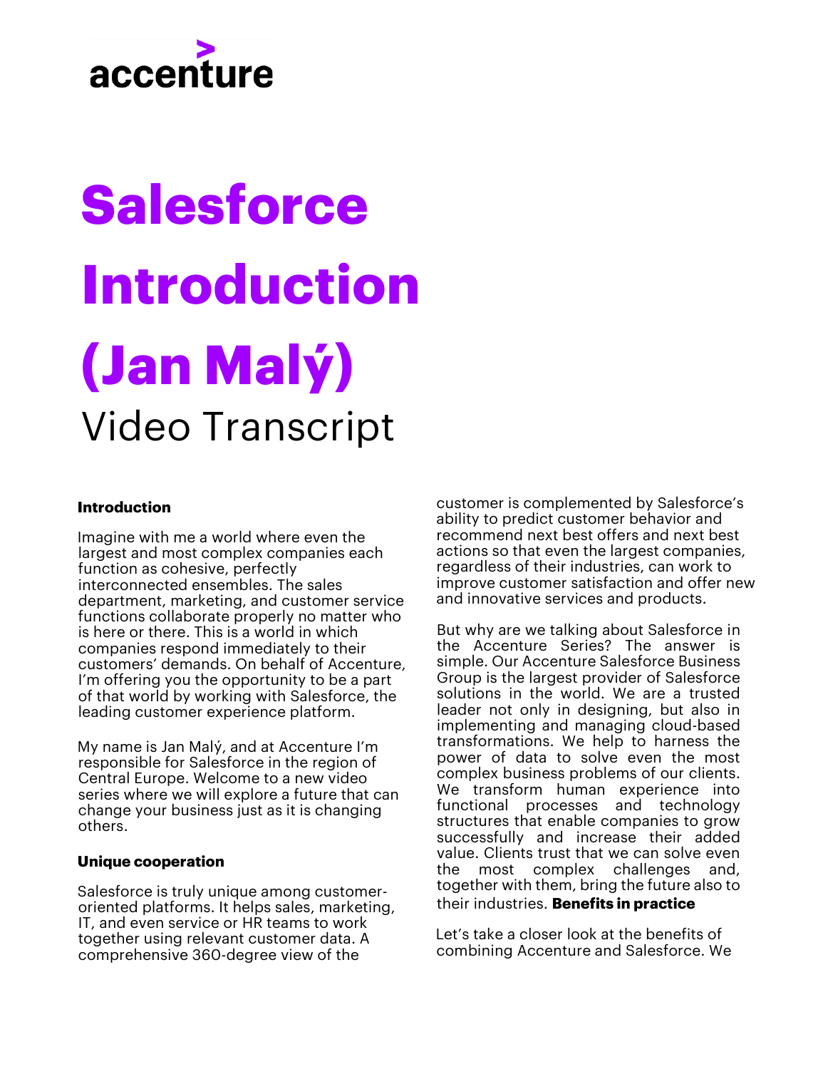accenture

# Salesforce Introduction (Jan Malý)

Video Transcript

### Introduction

Imagine with me a world where even the largest and most complex companies each function as cohesive, perfectly interconnected ensembles. The sales department, marketing, and customer service functions collaborate properly no matter who is here or there. This is a world in which companies respond immediately to their customers' demands. On behalf of Accenture, I'm offering you the opportunity to be a part of that world by working with Salesforce, the leading customer experience platform.

My name is Jan Malý, and at Accenture I'm responsible for Salesforce in the region of Central Europe. Welcome to a new video series where we will explore a future that can change your business just as it is changing others.

### Unique cooperation

Salesforce is truly unique among customer-oriented platforms. It helps sales, marketing, IT, and even service or HR teams to work together using relevant customer data. A comprehensive 360-degree view of the customer is complemented by Salesforce's ability to predict customer behavior and recommend next best offers and next best actions so that even the largest companies, regardless of their industries, can work to improve customer satisfaction and offer new and innovative services and products.

But why are we talking about Salesforce in the Accenture Series? The answer is simple. Our Accenture Salesforce Business Group is the largest provider of Salesforce solutions in the world. We are a trusted leader not only in designing, but also in implementing and managing cloud-based transformations. We help to harness the power of data to solve even the most complex business problems of our clients. We transform human experience into functional processes and technology structures that enable companies to grow successfully and increase their added value. Clients trust that we can solve even the most complex challenges and, together with them, bring the future also to their industries.

### Benefits in practice

Let's take a closer look at the benefits of combining Accenture and Salesforce. We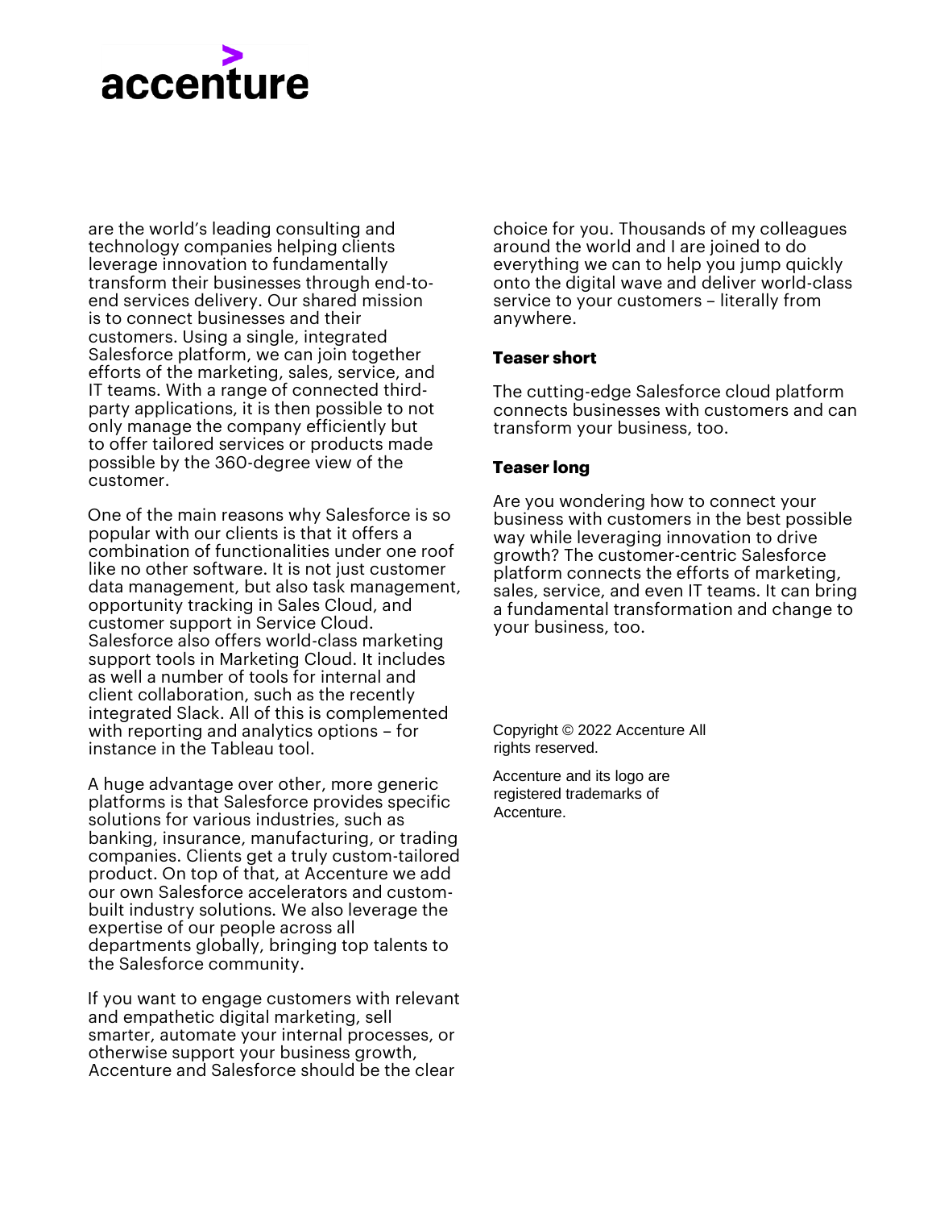are the world's leading consulting and technology companies helping clients leverage innovation to fundamentally transform their businesses through end-to-end services delivery. Our shared mission is to connect businesses and their customers. Using a single, integrated Salesforce platform, we can join together efforts of the marketing, sales, service, and IT teams. With a range of connected third-party applications, it is then possible to not only manage the company efficiently but to offer tailored services or products made possible by the 360-degree view of the customer.

One of the main reasons why Salesforce is so popular with our clients is that it offers a combination of functionalities under one roof like no other software. It is not just customer data management, but also task management, opportunity tracking in Sales Cloud, and customer support in Service Cloud. Salesforce also offers world-class marketing support tools in Marketing Cloud. It includes as well a number of tools for internal and client collaboration, such as the recently integrated Slack. All of this is complemented with reporting and analytics options – for instance in the Tableau tool.

A huge advantage over other, more generic platforms is that Salesforce provides specific solutions for various industries, such as banking, insurance, manufacturing, or trading companies. Clients get a truly custom-tailored product. On top of that, at Accenture we add our own Salesforce accelerators and custom-built industry solutions. We also leverage the expertise of our people across all departments globally, bringing top talents to the Salesforce community.

If you want to engage customers with relevant and empathetic digital marketing, sell smarter, automate your internal processes, or otherwise support your business growth, Accenture and Salesforce should be the clear choice for you. Thousands of my colleagues around the world and I are joined to do everything we can to help you jump quickly onto the digital wave and deliver world-class service to your customers – literally from anywhere.

**Teaser short**

The cutting-edge Salesforce cloud platform connects businesses with customers and can transform your business, too.

**Teaser long**

Are you wondering how to connect your business with customers in the best possible way while leveraging innovation to drive growth? The customer-centric Salesforce platform connects the efforts of marketing, sales, service, and even IT teams. It can bring a fundamental transformation and change to your business, too.

Copyright © 2022 Accenture All rights reserved.

Accenture and its logo are registered trademarks of Accenture.